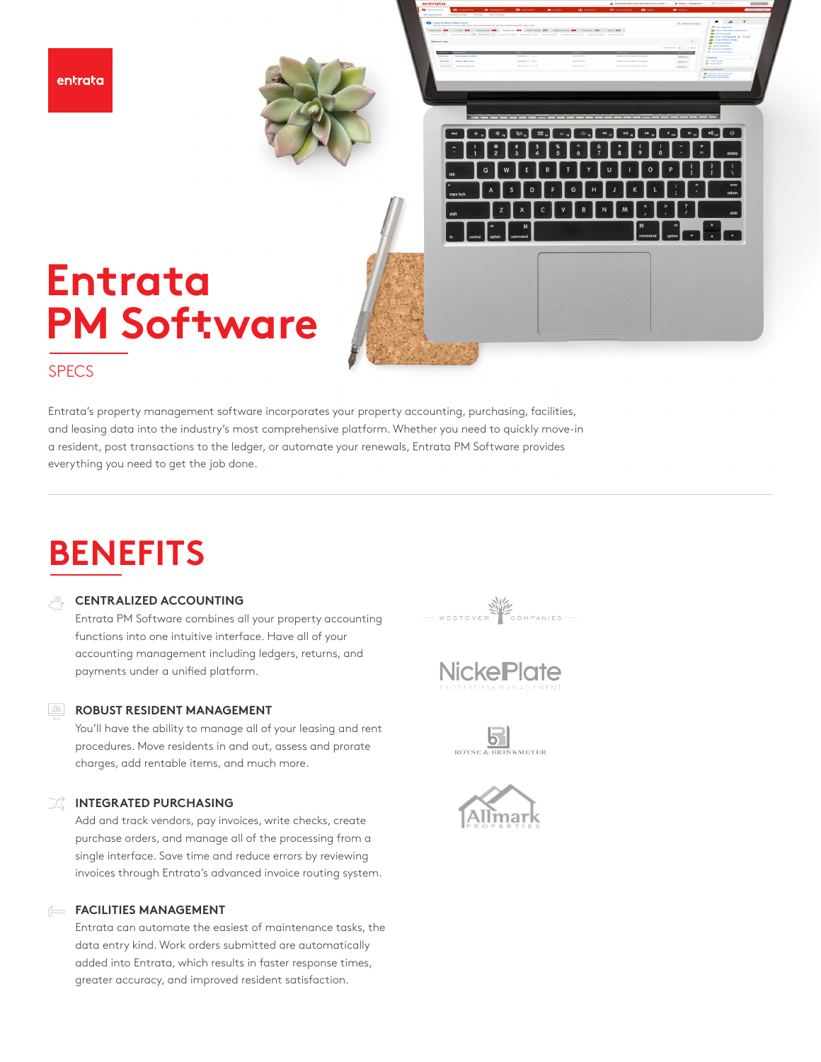entrata

# Entrata PM Software

SPECS

Entrata's property management software incorporates your property accounting, purchasing, facilities, and leasing data into the industry's most comprehensive platform. Whether you need to quickly move-in a resident, post transactions to the ledger, or automate your renewals, Entrata PM Software provides everything you need to get the job done.

## BENEFITS

### CENTRALIZED ACCOUNTING

Entrata PM Software combines all your property accounting functions into one intuitive interface. Have all of your accounting management including ledgers, returns, and payments under a unified platform.

### ROBUST RESIDENT MANAGEMENT

You'll have the ability to manage all of your leasing and rent procedures. Move residents in and out, assess and prorate charges, add rentable items, and much more.

### INTEGRATED PURCHASING

Add and track vendors, pay invoices, write checks, create purchase orders, and manage all of the processing from a single interface. Save time and reduce errors by reviewing invoices through Entrata's advanced invoice routing system.

### FACILITIES MANAGEMENT

Entrata can automate the easiest of maintenance tasks, the data entry kind. Work orders submitted are automatically added into Entrata, which results in faster response times, greater accuracy, and improved resident satisfaction.

WESTOVER COMPANIES

NickelPlate PROPERTIES & MANAGEMENT

ROYSE & BRINKMEYER

Allmark PROPERTIES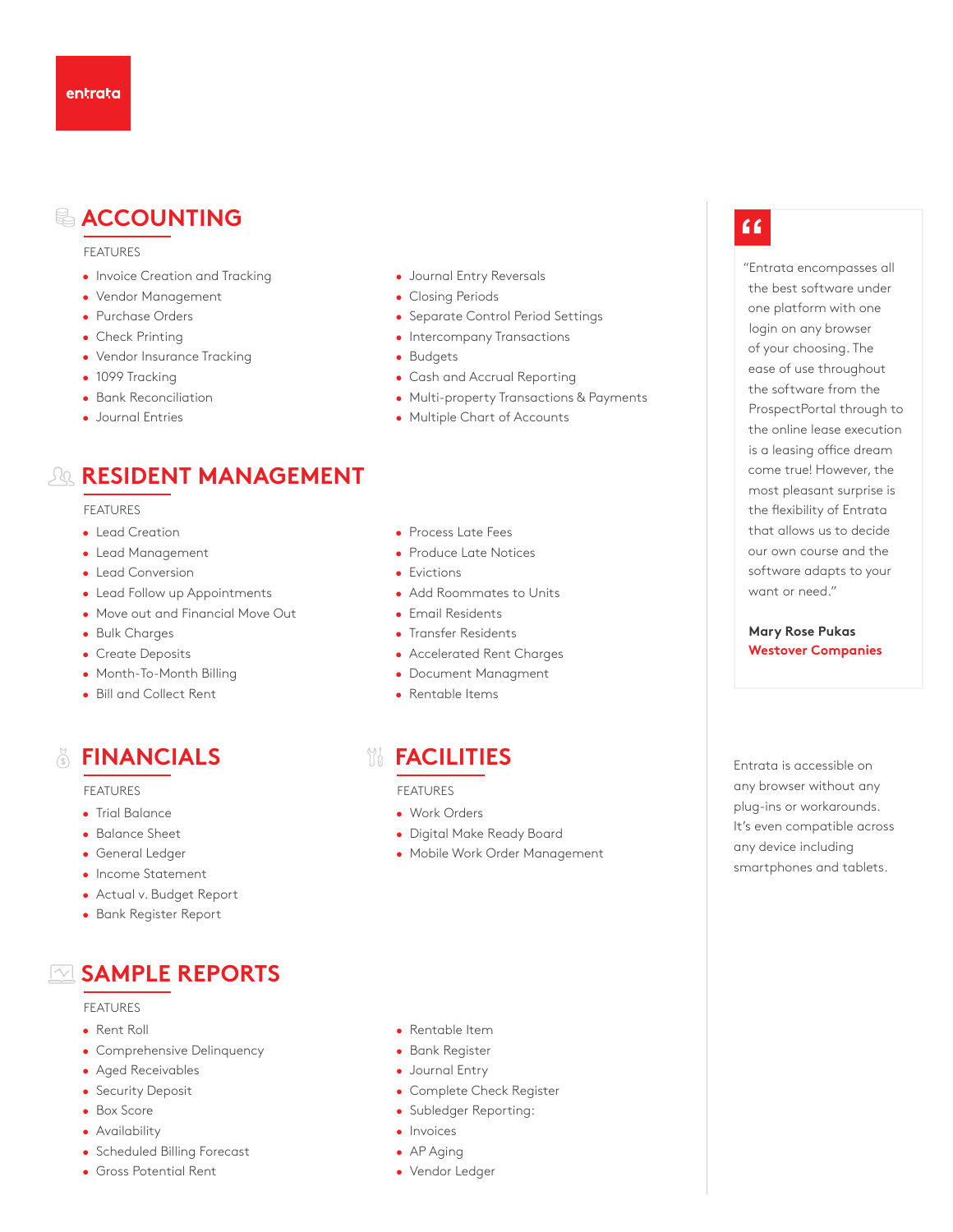entrata

## ACCOUNTING

FEATURES

- Invoice Creation and Tracking
- Vendor Management
- Purchase Orders
- Check Printing
- Vendor Insurance Tracking
- 1099 Tracking
- Bank Reconciliation
- Journal Entries
- Journal Entry Reversals
- Closing Periods
- Separate Control Period Settings
- Intercompany Transactions
- Budgets
- Cash and Accrual Reporting
- Multi-property Transactions & Payments
- Multiple Chart of Accounts

## RESIDENT MANAGEMENT

FEATURES

- Lead Creation
- Lead Management
- Lead Conversion
- Lead Follow up Appointments
- Move out and Financial Move Out
- Bulk Charges
- Create Deposits
- Month-To-Month Billing
- Bill and Collect Rent
- Process Late Fees
- Produce Late Notices
- Evictions
- Add Roommates to Units
- Email Residents
- Transfer Residents
- Accelerated Rent Charges
- Document Managment
- Rentable Items

## FINANCIALS

FEATURES

- Trial Balance
- Balance Sheet
- General Ledger
- Income Statement
- Actual v. Budget Report
- Bank Register Report

## FACILITIES

FEATURES

- Work Orders
- Digital Make Ready Board
- Mobile Work Order Management

## SAMPLE REPORTS

FEATURES

- Rent Roll
- Comprehensive Delinquency
- Aged Receivables
- Security Deposit
- Box Score
- Availability
- Scheduled Billing Forecast
- Gross Potential Rent
- Rentable Item
- Bank Register
- Journal Entry
- Complete Check Register
- Subledger Reporting:
- Invoices
- AP Aging
- Vendor Ledger

"Entrata encompasses all the best software under one platform with one login on any browser of your choosing. The ease of use throughout the software from the ProspectPortal through to the online lease execution is a leasing office dream come true! However, the most pleasant surprise is the flexibility of Entrata that allows us to decide our own course and the software adapts to your want or need."

**Mary Rose Pukas**
**Westover Companies**

Entrata is accessible on any browser without any plug-ins or workarounds. It's even compatible across any device including smartphones and tablets.